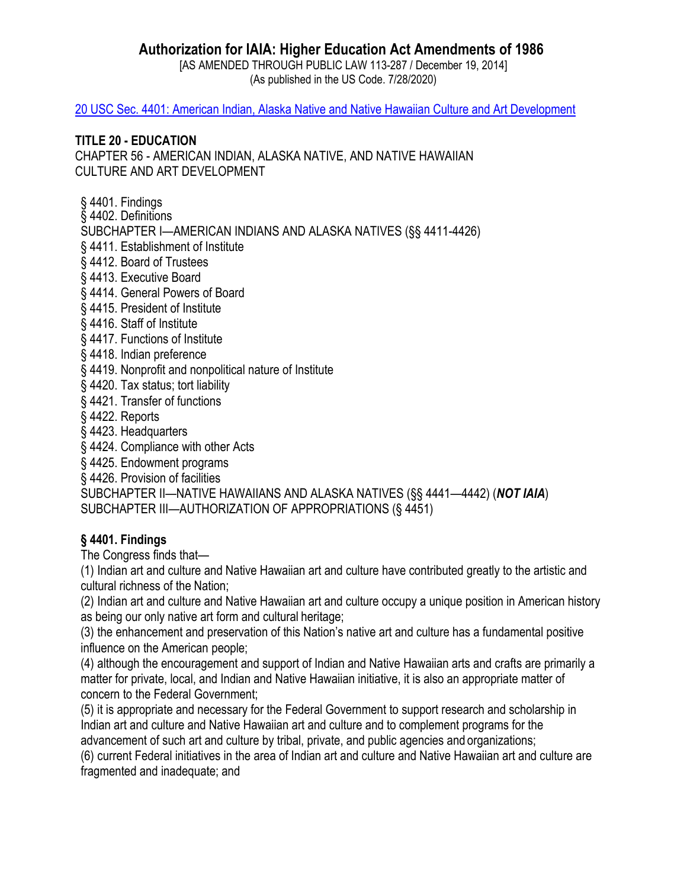# Authorization for IAIA: Higher Education Act Amendments of 1986

[AS AMENDED THROUGH PUBLIC LAW 113-287 / December 19, 2014]
(As published in the US Code. 7/28/2020)

[20 USC Sec. 4401: American Indian, Alaska Native and Native Hawaiian Culture and Art Development]()

**TITLE 20 - EDUCATION**
CHAPTER 56 - AMERICAN INDIAN, ALASKA NATIVE, AND NATIVE HAWAIIAN CULTURE AND ART DEVELOPMENT

§ 4401. Findings
§ 4402. Definitions
SUBCHAPTER I—AMERICAN INDIANS AND ALASKA NATIVES (§§ 4411-4426)
§ 4411. Establishment of Institute
§ 4412. Board of Trustees
§ 4413. Executive Board
§ 4414. General Powers of Board
§ 4415. President of Institute
§ 4416. Staff of Institute
§ 4417. Functions of Institute
§ 4418. Indian preference
§ 4419. Nonprofit and nonpolitical nature of Institute
§ 4420. Tax status; tort liability
§ 4421. Transfer of functions
§ 4422. Reports
§ 4423. Headquarters
§ 4424. Compliance with other Acts
§ 4425. Endowment programs
§ 4426. Provision of facilities
SUBCHAPTER II—NATIVE HAWAIIANS AND ALASKA NATIVES (§§ 4441—4442) (***NOT IAIA***)
SUBCHAPTER III—AUTHORIZATION OF APPROPRIATIONS (§ 4451)

**§ 4401. Findings**
The Congress finds that—
(1) Indian art and culture and Native Hawaiian art and culture have contributed greatly to the artistic and cultural richness of the Nation;
(2) Indian art and culture and Native Hawaiian art and culture occupy a unique position in American history as being our only native art form and cultural heritage;
(3) the enhancement and preservation of this Nation's native art and culture has a fundamental positive influence on the American people;
(4) although the encouragement and support of Indian and Native Hawaiian arts and crafts are primarily a matter for private, local, and Indian and Native Hawaiian initiative, it is also an appropriate matter of concern to the Federal Government;
(5) it is appropriate and necessary for the Federal Government to support research and scholarship in Indian art and culture and Native Hawaiian art and culture and to complement programs for the advancement of such art and culture by tribal, private, and public agencies and organizations;
(6) current Federal initiatives in the area of Indian art and culture and Native Hawaiian art and culture are fragmented and inadequate; and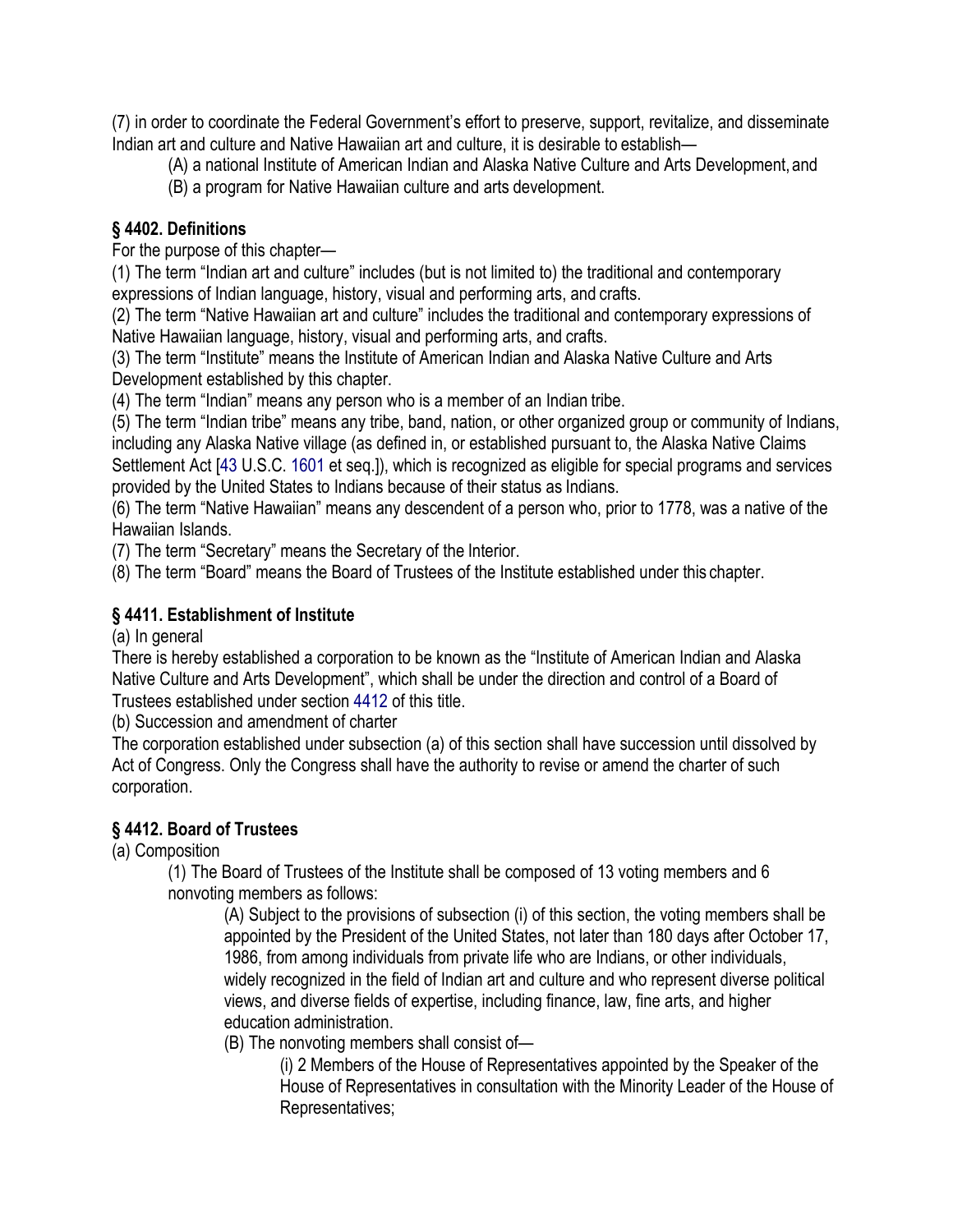(7) in order to coordinate the Federal Government's effort to preserve, support, revitalize, and disseminate Indian art and culture and Native Hawaiian art and culture, it is desirable to establish—

(A) a national Institute of American Indian and Alaska Native Culture and Arts Development, and

(B) a program for Native Hawaiian culture and arts development.

### § 4402. Definitions

For the purpose of this chapter—

(1) The term "Indian art and culture" includes (but is not limited to) the traditional and contemporary expressions of Indian language, history, visual and performing arts, and crafts.

(2) The term "Native Hawaiian art and culture" includes the traditional and contemporary expressions of Native Hawaiian language, history, visual and performing arts, and crafts.

(3) The term "Institute" means the Institute of American Indian and Alaska Native Culture and Arts Development established by this chapter.

(4) The term "Indian" means any person who is a member of an Indian tribe.

(5) The term "Indian tribe" means any tribe, band, nation, or other organized group or community of Indians, including any Alaska Native village (as defined in, or established pursuant to, the Alaska Native Claims Settlement Act [43 U.S.C. 1601 et seq.]), which is recognized as eligible for special programs and services provided by the United States to Indians because of their status as Indians.

(6) The term "Native Hawaiian" means any descendent of a person who, prior to 1778, was a native of the Hawaiian Islands.

(7) The term "Secretary" means the Secretary of the Interior.

(8) The term "Board" means the Board of Trustees of the Institute established under this chapter.

### § 4411. Establishment of Institute

(a) In general

There is hereby established a corporation to be known as the "Institute of American Indian and Alaska Native Culture and Arts Development", which shall be under the direction and control of a Board of Trustees established under section 4412 of this title.

(b) Succession and amendment of charter

The corporation established under subsection (a) of this section shall have succession until dissolved by Act of Congress. Only the Congress shall have the authority to revise or amend the charter of such corporation.

### § 4412. Board of Trustees

(a) Composition

(1) The Board of Trustees of the Institute shall be composed of 13 voting members and 6 nonvoting members as follows:

(A) Subject to the provisions of subsection (i) of this section, the voting members shall be appointed by the President of the United States, not later than 180 days after October 17, 1986, from among individuals from private life who are Indians, or other individuals, widely recognized in the field of Indian art and culture and who represent diverse political views, and diverse fields of expertise, including finance, law, fine arts, and higher education administration.

(B) The nonvoting members shall consist of—

(i) 2 Members of the House of Representatives appointed by the Speaker of the House of Representatives in consultation with the Minority Leader of the House of Representatives;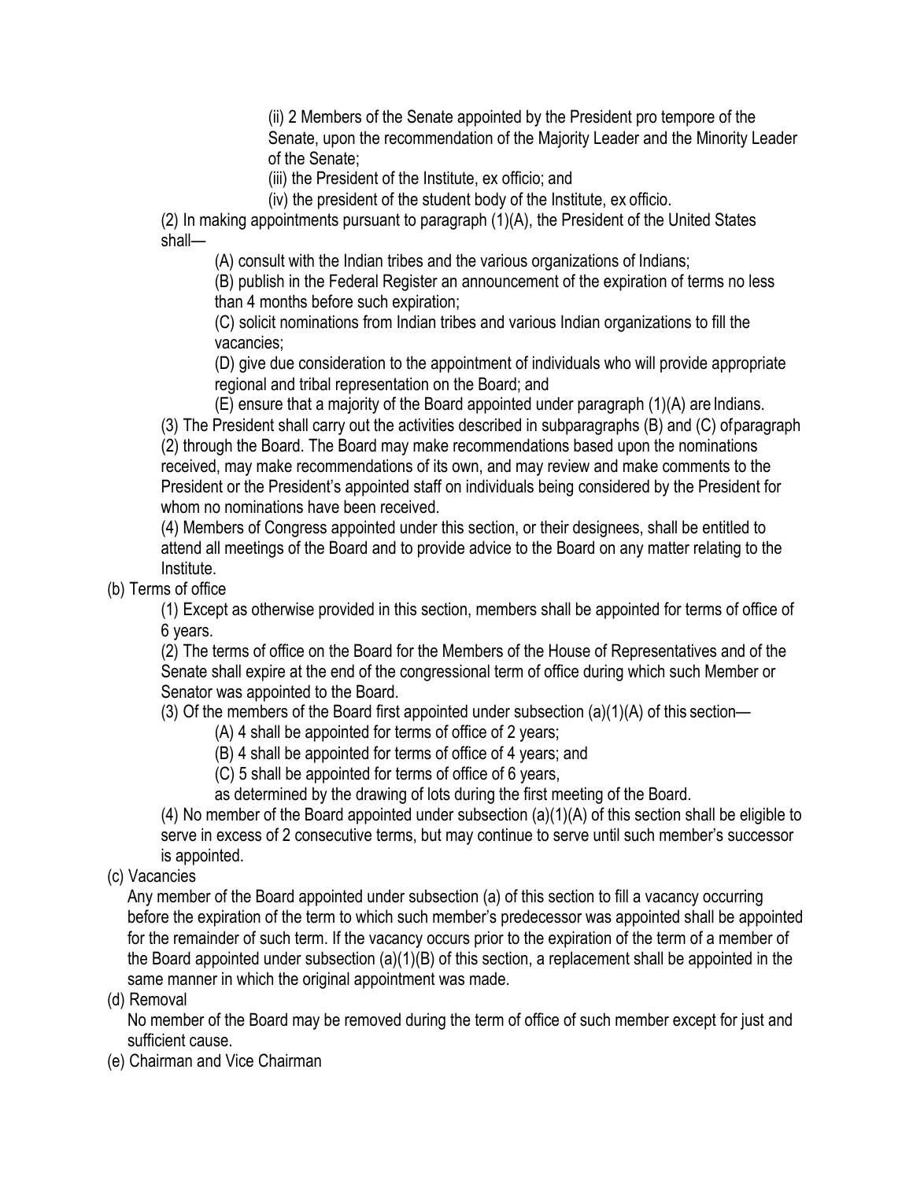(ii) 2 Members of the Senate appointed by the President pro tempore of the Senate, upon the recommendation of the Majority Leader and the Minority Leader of the Senate;

(iii) the President of the Institute, ex officio; and

(iv) the president of the student body of the Institute, ex officio.

(2) In making appointments pursuant to paragraph (1)(A), the President of the United States shall—

(A) consult with the Indian tribes and the various organizations of Indians;

(B) publish in the Federal Register an announcement of the expiration of terms no less than 4 months before such expiration;

(C) solicit nominations from Indian tribes and various Indian organizations to fill the vacancies;

(D) give due consideration to the appointment of individuals who will provide appropriate regional and tribal representation on the Board; and

(E) ensure that a majority of the Board appointed under paragraph (1)(A) are Indians.

(3) The President shall carry out the activities described in subparagraphs (B) and (C) of paragraph (2) through the Board. The Board may make recommendations based upon the nominations received, may make recommendations of its own, and may review and make comments to the President or the President's appointed staff on individuals being considered by the President for whom no nominations have been received.

(4) Members of Congress appointed under this section, or their designees, shall be entitled to attend all meetings of the Board and to provide advice to the Board on any matter relating to the Institute.

(b) Terms of office

(1) Except as otherwise provided in this section, members shall be appointed for terms of office of 6 years.

(2) The terms of office on the Board for the Members of the House of Representatives and of the Senate shall expire at the end of the congressional term of office during which such Member or Senator was appointed to the Board.

(3) Of the members of the Board first appointed under subsection (a)(1)(A) of this section—

(A) 4 shall be appointed for terms of office of 2 years;

(B) 4 shall be appointed for terms of office of 4 years; and

(C) 5 shall be appointed for terms of office of 6 years,

as determined by the drawing of lots during the first meeting of the Board.

(4) No member of the Board appointed under subsection (a)(1)(A) of this section shall be eligible to serve in excess of 2 consecutive terms, but may continue to serve until such member's successor is appointed.

(c) Vacancies

Any member of the Board appointed under subsection (a) of this section to fill a vacancy occurring before the expiration of the term to which such member's predecessor was appointed shall be appointed for the remainder of such term. If the vacancy occurs prior to the expiration of the term of a member of the Board appointed under subsection (a)(1)(B) of this section, a replacement shall be appointed in the same manner in which the original appointment was made.

(d) Removal

No member of the Board may be removed during the term of office of such member except for just and sufficient cause.

(e) Chairman and Vice Chairman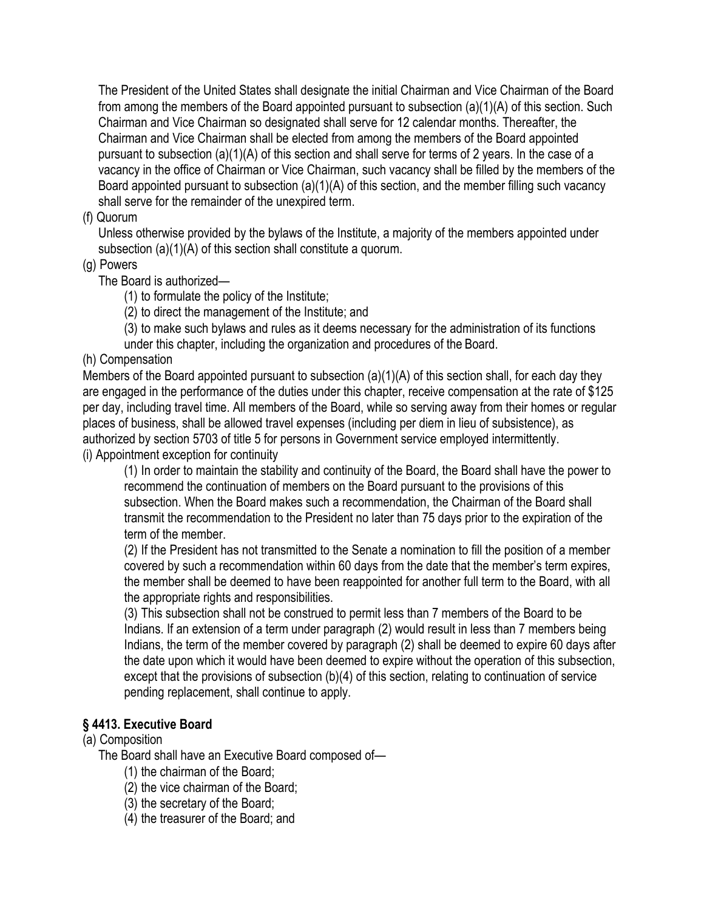The President of the United States shall designate the initial Chairman and Vice Chairman of the Board from among the members of the Board appointed pursuant to subsection (a)(1)(A) of this section. Such Chairman and Vice Chairman so designated shall serve for 12 calendar months. Thereafter, the Chairman and Vice Chairman shall be elected from among the members of the Board appointed pursuant to subsection (a)(1)(A) of this section and shall serve for terms of 2 years. In the case of a vacancy in the office of Chairman or Vice Chairman, such vacancy shall be filled by the members of the Board appointed pursuant to subsection (a)(1)(A) of this section, and the member filling such vacancy shall serve for the remainder of the unexpired term.

(f) Quorum

Unless otherwise provided by the bylaws of the Institute, a majority of the members appointed under subsection (a)(1)(A) of this section shall constitute a quorum.

(g) Powers

The Board is authorized—

(1) to formulate the policy of the Institute;

(2) to direct the management of the Institute; and

(3) to make such bylaws and rules as it deems necessary for the administration of its functions under this chapter, including the organization and procedures of the Board.

(h) Compensation

Members of the Board appointed pursuant to subsection (a)(1)(A) of this section shall, for each day they are engaged in the performance of the duties under this chapter, receive compensation at the rate of $125 per day, including travel time. All members of the Board, while so serving away from their homes or regular places of business, shall be allowed travel expenses (including per diem in lieu of subsistence), as authorized by section 5703 of title 5 for persons in Government service employed intermittently.

(i) Appointment exception for continuity

(1) In order to maintain the stability and continuity of the Board, the Board shall have the power to recommend the continuation of members on the Board pursuant to the provisions of this subsection. When the Board makes such a recommendation, the Chairman of the Board shall transmit the recommendation to the President no later than 75 days prior to the expiration of the term of the member.

(2) If the President has not transmitted to the Senate a nomination to fill the position of a member covered by such a recommendation within 60 days from the date that the member's term expires, the member shall be deemed to have been reappointed for another full term to the Board, with all the appropriate rights and responsibilities.

(3) This subsection shall not be construed to permit less than 7 members of the Board to be Indians. If an extension of a term under paragraph (2) would result in less than 7 members being Indians, the term of the member covered by paragraph (2) shall be deemed to expire 60 days after the date upon which it would have been deemed to expire without the operation of this subsection, except that the provisions of subsection (b)(4) of this section, relating to continuation of service pending replacement, shall continue to apply.

### § 4413. Executive Board

(a) Composition

The Board shall have an Executive Board composed of—

(1) the chairman of the Board;

(2) the vice chairman of the Board;

(3) the secretary of the Board;

(4) the treasurer of the Board; and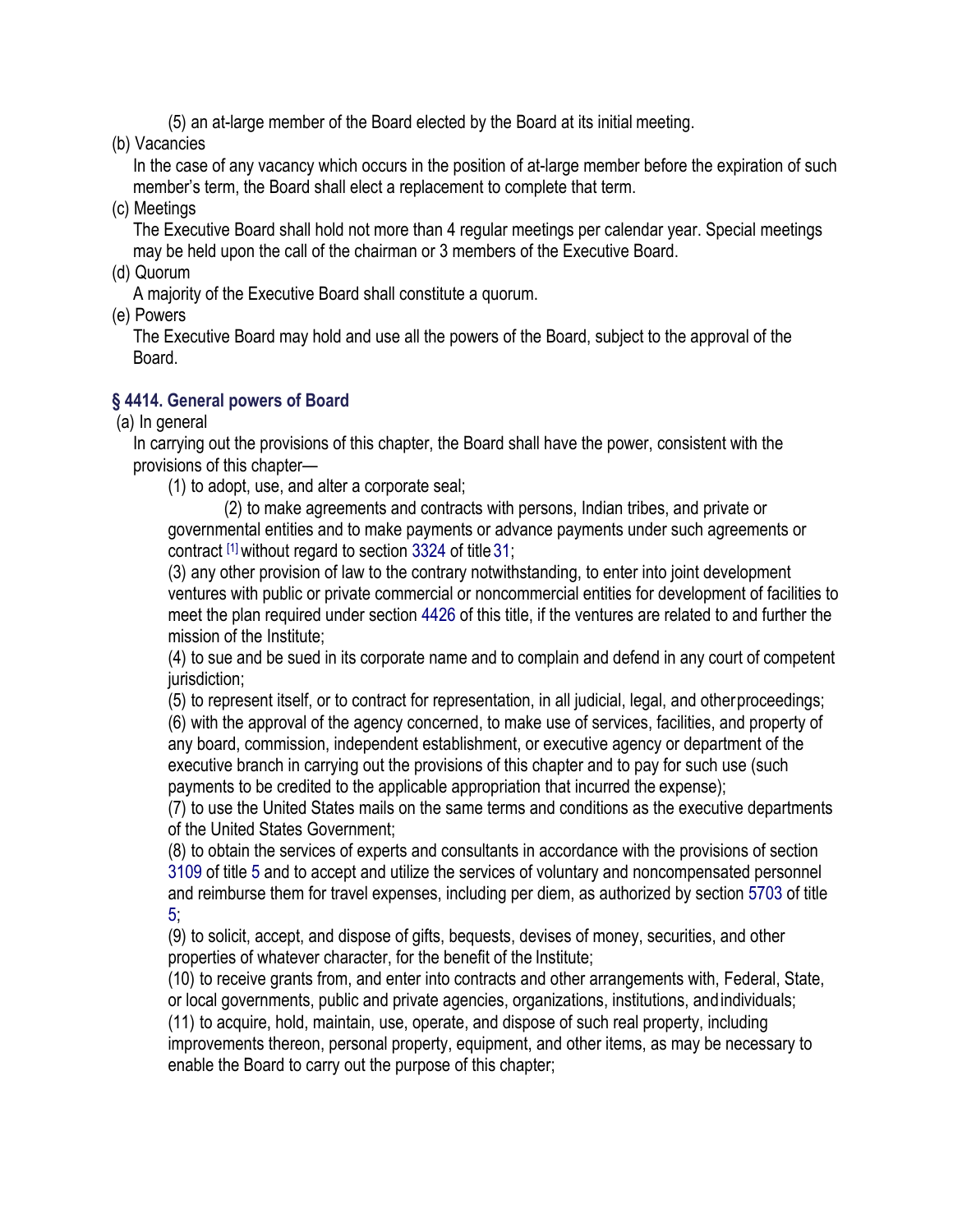(5) an at-large member of the Board elected by the Board at its initial meeting.

(b) Vacancies

In the case of any vacancy which occurs in the position of at-large member before the expiration of such member's term, the Board shall elect a replacement to complete that term.

(c) Meetings

The Executive Board shall hold not more than 4 regular meetings per calendar year. Special meetings may be held upon the call of the chairman or 3 members of the Executive Board.

(d) Quorum

A majority of the Executive Board shall constitute a quorum.

(e) Powers

The Executive Board may hold and use all the powers of the Board, subject to the approval of the Board.

### § 4414. General powers of Board

(a) In general

In carrying out the provisions of this chapter, the Board shall have the power, consistent with the provisions of this chapter—

(1) to adopt, use, and alter a corporate seal;

(2) to make agreements and contracts with persons, Indian tribes, and private or governmental entities and to make payments or advance payments under such agreements or contract [1] without regard to section 3324 of title 31;

(3) any other provision of law to the contrary notwithstanding, to enter into joint development ventures with public or private commercial or noncommercial entities for development of facilities to meet the plan required under section 4426 of this title, if the ventures are related to and further the mission of the Institute;

(4) to sue and be sued in its corporate name and to complain and defend in any court of competent jurisdiction;

(5) to represent itself, or to contract for representation, in all judicial, legal, and other proceedings;

(6) with the approval of the agency concerned, to make use of services, facilities, and property of any board, commission, independent establishment, or executive agency or department of the executive branch in carrying out the provisions of this chapter and to pay for such use (such payments to be credited to the applicable appropriation that incurred the expense);

(7) to use the United States mails on the same terms and conditions as the executive departments of the United States Government;

(8) to obtain the services of experts and consultants in accordance with the provisions of section 3109 of title 5 and to accept and utilize the services of voluntary and noncompensated personnel and reimburse them for travel expenses, including per diem, as authorized by section 5703 of title 5;

(9) to solicit, accept, and dispose of gifts, bequests, devises of money, securities, and other properties of whatever character, for the benefit of the Institute;

(10) to receive grants from, and enter into contracts and other arrangements with, Federal, State, or local governments, public and private agencies, organizations, institutions, and individuals;

(11) to acquire, hold, maintain, use, operate, and dispose of such real property, including improvements thereon, personal property, equipment, and other items, as may be necessary to enable the Board to carry out the purpose of this chapter;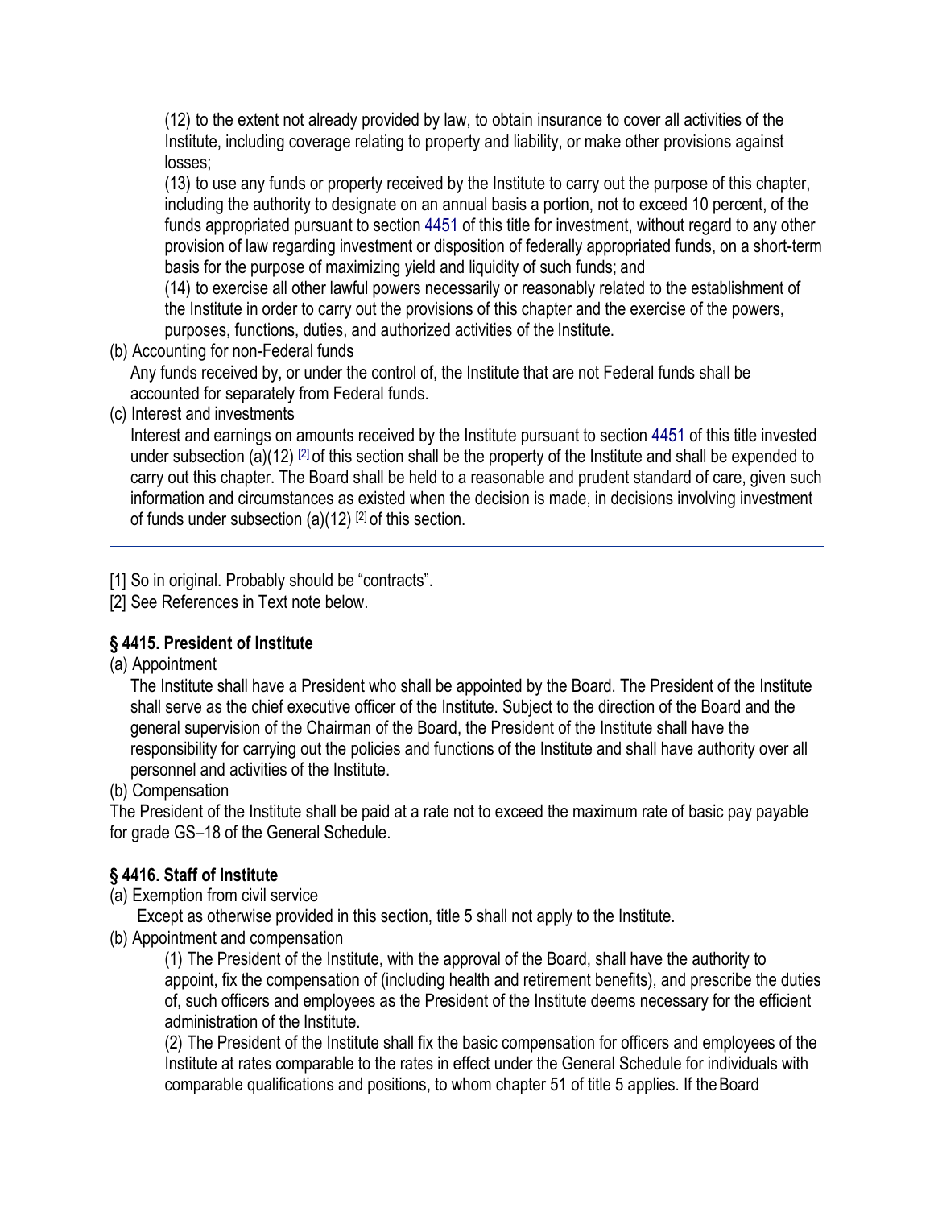(12) to the extent not already provided by law, to obtain insurance to cover all activities of the Institute, including coverage relating to property and liability, or make other provisions against losses;

(13) to use any funds or property received by the Institute to carry out the purpose of this chapter, including the authority to designate on an annual basis a portion, not to exceed 10 percent, of the funds appropriated pursuant to section 4451 of this title for investment, without regard to any other provision of law regarding investment or disposition of federally appropriated funds, on a short-term basis for the purpose of maximizing yield and liquidity of such funds; and

(14) to exercise all other lawful powers necessarily or reasonably related to the establishment of the Institute in order to carry out the provisions of this chapter and the exercise of the powers, purposes, functions, duties, and authorized activities of the Institute.

(b) Accounting for non-Federal funds

Any funds received by, or under the control of, the Institute that are not Federal funds shall be accounted for separately from Federal funds.

(c) Interest and investments

Interest and earnings on amounts received by the Institute pursuant to section 4451 of this title invested under subsection (a)(12) [2] of this section shall be the property of the Institute and shall be expended to carry out this chapter. The Board shall be held to a reasonable and prudent standard of care, given such information and circumstances as existed when the decision is made, in decisions involving investment of funds under subsection (a)(12) [2] of this section.

---

[1] So in original. Probably should be "contracts".

[2] See References in Text note below.

### § 4415. President of Institute

(a) Appointment

The Institute shall have a President who shall be appointed by the Board. The President of the Institute shall serve as the chief executive officer of the Institute. Subject to the direction of the Board and the general supervision of the Chairman of the Board, the President of the Institute shall have the responsibility for carrying out the policies and functions of the Institute and shall have authority over all personnel and activities of the Institute.

(b) Compensation

The President of the Institute shall be paid at a rate not to exceed the maximum rate of basic pay payable for grade GS–18 of the General Schedule.

### § 4416. Staff of Institute

(a) Exemption from civil service

Except as otherwise provided in this section, title 5 shall not apply to the Institute.

(b) Appointment and compensation

(1) The President of the Institute, with the approval of the Board, shall have the authority to appoint, fix the compensation of (including health and retirement benefits), and prescribe the duties of, such officers and employees as the President of the Institute deems necessary for the efficient administration of the Institute.

(2) The President of the Institute shall fix the basic compensation for officers and employees of the Institute at rates comparable to the rates in effect under the General Schedule for individuals with comparable qualifications and positions, to whom chapter 51 of title 5 applies. If the Board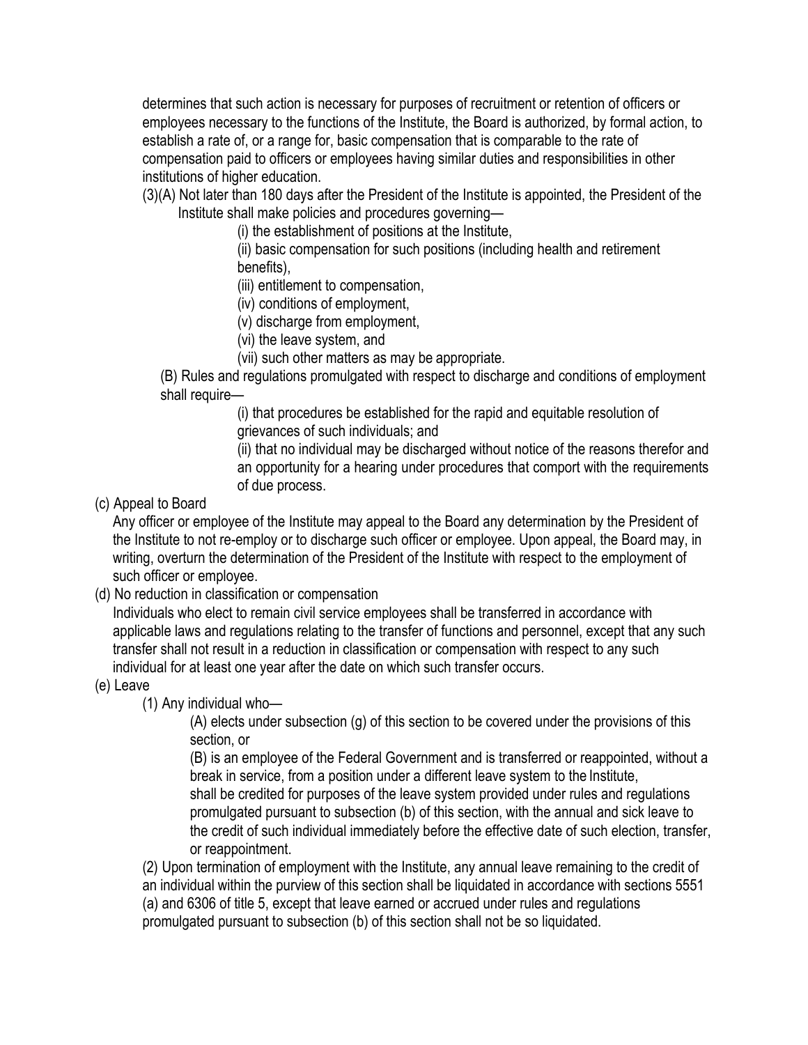determines that such action is necessary for purposes of recruitment or retention of officers or employees necessary to the functions of the Institute, the Board is authorized, by formal action, to establish a rate of, or a range for, basic compensation that is comparable to the rate of compensation paid to officers or employees having similar duties and responsibilities in other institutions of higher education.

(3)(A) Not later than 180 days after the President of the Institute is appointed, the President of the Institute shall make policies and procedures governing—

(i) the establishment of positions at the Institute,

(ii) basic compensation for such positions (including health and retirement benefits),

(iii) entitlement to compensation,

(iv) conditions of employment,

(v) discharge from employment,

(vi) the leave system, and

(vii) such other matters as may be appropriate.

(B) Rules and regulations promulgated with respect to discharge and conditions of employment shall require—

(i) that procedures be established for the rapid and equitable resolution of grievances of such individuals; and

(ii) that no individual may be discharged without notice of the reasons therefor and an opportunity for a hearing under procedures that comport with the requirements of due process.

(c) Appeal to Board

Any officer or employee of the Institute may appeal to the Board any determination by the President of the Institute to not re-employ or to discharge such officer or employee. Upon appeal, the Board may, in writing, overturn the determination of the President of the Institute with respect to the employment of such officer or employee.

(d) No reduction in classification or compensation

Individuals who elect to remain civil service employees shall be transferred in accordance with applicable laws and regulations relating to the transfer of functions and personnel, except that any such transfer shall not result in a reduction in classification or compensation with respect to any such individual for at least one year after the date on which such transfer occurs.

(e) Leave

(1) Any individual who—

(A) elects under subsection (g) of this section to be covered under the provisions of this section, or

(B) is an employee of the Federal Government and is transferred or reappointed, without a break in service, from a position under a different leave system to the Institute,

shall be credited for purposes of the leave system provided under rules and regulations promulgated pursuant to subsection (b) of this section, with the annual and sick leave to the credit of such individual immediately before the effective date of such election, transfer, or reappointment.

(2) Upon termination of employment with the Institute, any annual leave remaining to the credit of an individual within the purview of this section shall be liquidated in accordance with sections 5551 (a) and 6306 of title 5, except that leave earned or accrued under rules and regulations promulgated pursuant to subsection (b) of this section shall not be so liquidated.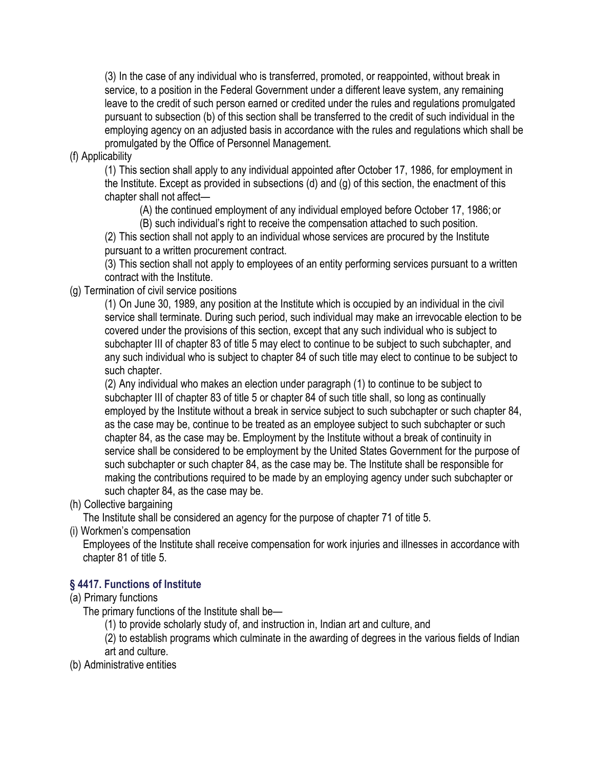(3) In the case of any individual who is transferred, promoted, or reappointed, without break in service, to a position in the Federal Government under a different leave system, any remaining leave to the credit of such person earned or credited under the rules and regulations promulgated pursuant to subsection (b) of this section shall be transferred to the credit of such individual in the employing agency on an adjusted basis in accordance with the rules and regulations which shall be promulgated by the Office of Personnel Management.

(f) Applicability

(1) This section shall apply to any individual appointed after October 17, 1986, for employment in the Institute. Except as provided in subsections (d) and (g) of this section, the enactment of this chapter shall not affect—

(A) the continued employment of any individual employed before October 17, 1986; or

(B) such individual's right to receive the compensation attached to such position.

(2) This section shall not apply to an individual whose services are procured by the Institute pursuant to a written procurement contract.

(3) This section shall not apply to employees of an entity performing services pursuant to a written contract with the Institute.

(g) Termination of civil service positions

(1) On June 30, 1989, any position at the Institute which is occupied by an individual in the civil service shall terminate. During such period, such individual may make an irrevocable election to be covered under the provisions of this section, except that any such individual who is subject to subchapter III of chapter 83 of title 5 may elect to continue to be subject to such subchapter, and any such individual who is subject to chapter 84 of such title may elect to continue to be subject to such chapter.

(2) Any individual who makes an election under paragraph (1) to continue to be subject to subchapter III of chapter 83 of title 5 or chapter 84 of such title shall, so long as continually employed by the Institute without a break in service subject to such subchapter or such chapter 84, as the case may be, continue to be treated as an employee subject to such subchapter or such chapter 84, as the case may be. Employment by the Institute without a break of continuity in service shall be considered to be employment by the United States Government for the purpose of such subchapter or such chapter 84, as the case may be. The Institute shall be responsible for making the contributions required to be made by an employing agency under such subchapter or such chapter 84, as the case may be.

(h) Collective bargaining

The Institute shall be considered an agency for the purpose of chapter 71 of title 5.

(i) Workmen's compensation

Employees of the Institute shall receive compensation for work injuries and illnesses in accordance with chapter 81 of title 5.

### § 4417. Functions of Institute

(a) Primary functions

The primary functions of the Institute shall be—

(1) to provide scholarly study of, and instruction in, Indian art and culture, and

(2) to establish programs which culminate in the awarding of degrees in the various fields of Indian art and culture.

(b) Administrative entities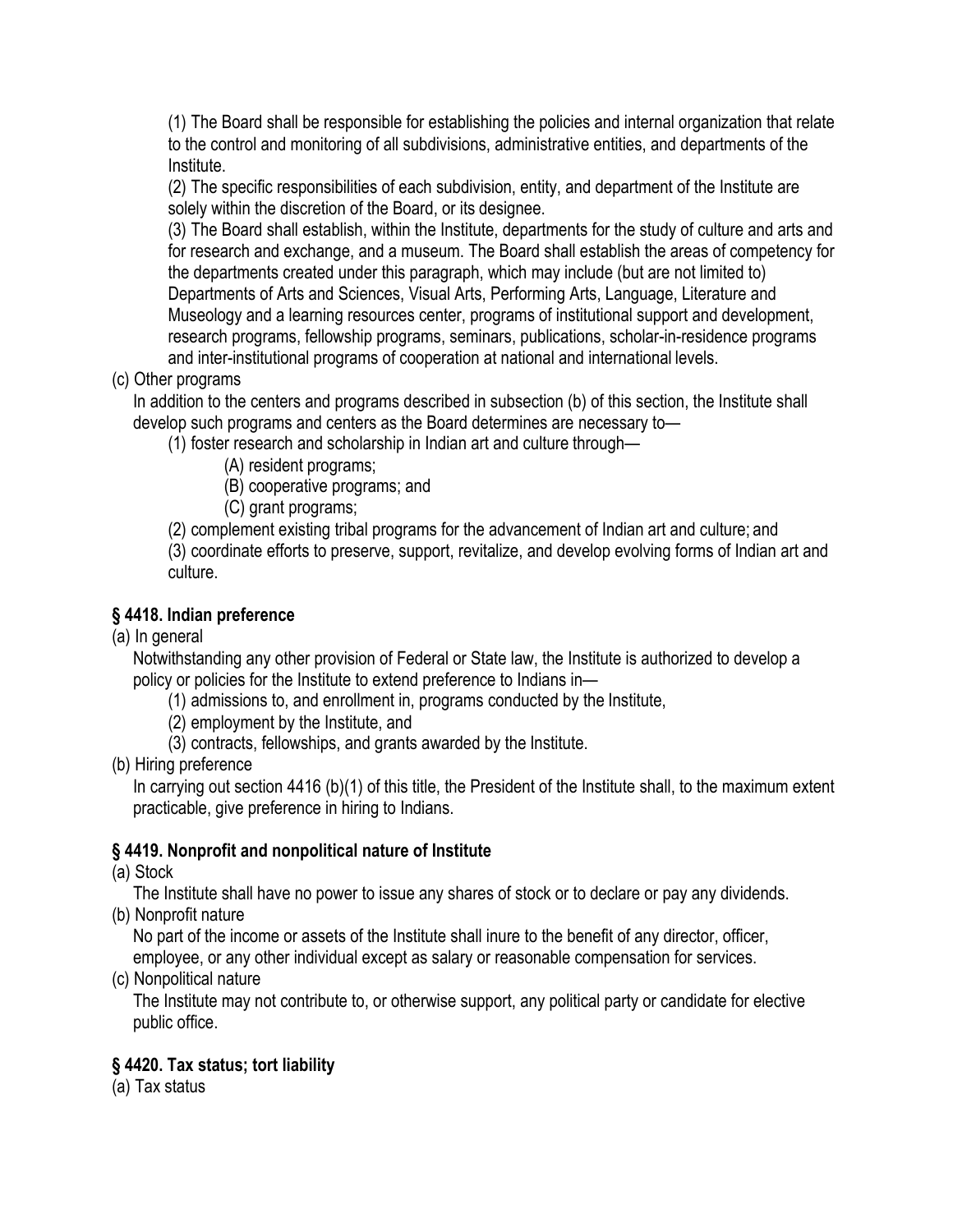(1) The Board shall be responsible for establishing the policies and internal organization that relate to the control and monitoring of all subdivisions, administrative entities, and departments of the Institute.

(2) The specific responsibilities of each subdivision, entity, and department of the Institute are solely within the discretion of the Board, or its designee.

(3) The Board shall establish, within the Institute, departments for the study of culture and arts and for research and exchange, and a museum. The Board shall establish the areas of competency for the departments created under this paragraph, which may include (but are not limited to) Departments of Arts and Sciences, Visual Arts, Performing Arts, Language, Literature and Museology and a learning resources center, programs of institutional support and development, research programs, fellowship programs, seminars, publications, scholar-in-residence programs and inter-institutional programs of cooperation at national and international levels.

(c) Other programs

In addition to the centers and programs described in subsection (b) of this section, the Institute shall develop such programs and centers as the Board determines are necessary to—

(1) foster research and scholarship in Indian art and culture through—

(A) resident programs;

(B) cooperative programs; and

(C) grant programs;

(2) complement existing tribal programs for the advancement of Indian art and culture; and

(3) coordinate efforts to preserve, support, revitalize, and develop evolving forms of Indian art and culture.

### § 4418. Indian preference

(a) In general

Notwithstanding any other provision of Federal or State law, the Institute is authorized to develop a policy or policies for the Institute to extend preference to Indians in—

(1) admissions to, and enrollment in, programs conducted by the Institute,

(2) employment by the Institute, and

(3) contracts, fellowships, and grants awarded by the Institute.

(b) Hiring preference

In carrying out section 4416 (b)(1) of this title, the President of the Institute shall, to the maximum extent practicable, give preference in hiring to Indians.

### § 4419. Nonprofit and nonpolitical nature of Institute

(a) Stock

The Institute shall have no power to issue any shares of stock or to declare or pay any dividends.

(b) Nonprofit nature

No part of the income or assets of the Institute shall inure to the benefit of any director, officer, employee, or any other individual except as salary or reasonable compensation for services.

(c) Nonpolitical nature

The Institute may not contribute to, or otherwise support, any political party or candidate for elective public office.

### § 4420. Tax status; tort liability

(a) Tax status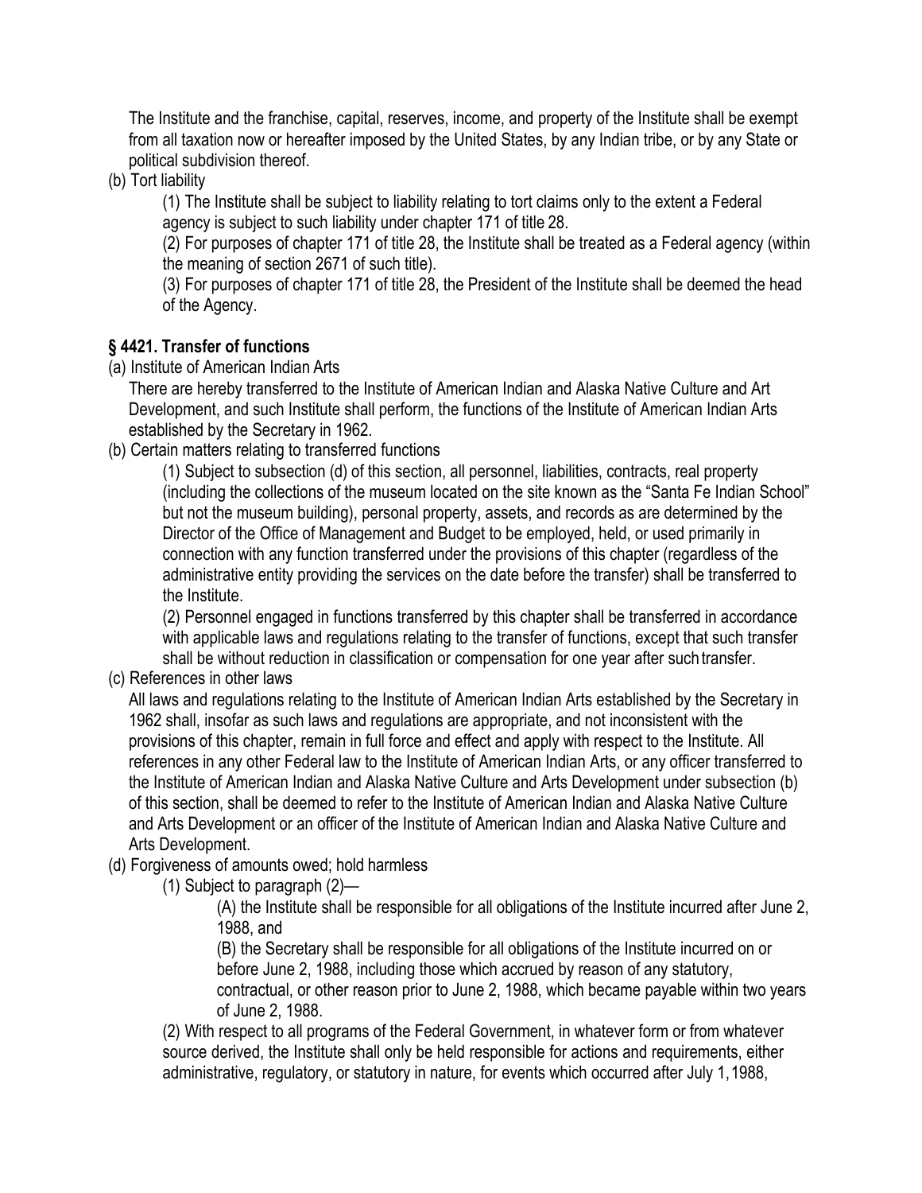The Institute and the franchise, capital, reserves, income, and property of the Institute shall be exempt from all taxation now or hereafter imposed by the United States, by any Indian tribe, or by any State or political subdivision thereof.

(b) Tort liability

(1) The Institute shall be subject to liability relating to tort claims only to the extent a Federal agency is subject to such liability under chapter 171 of title 28.

(2) For purposes of chapter 171 of title 28, the Institute shall be treated as a Federal agency (within the meaning of section 2671 of such title).

(3) For purposes of chapter 171 of title 28, the President of the Institute shall be deemed the head of the Agency.

### § 4421. Transfer of functions

(a) Institute of American Indian Arts

There are hereby transferred to the Institute of American Indian and Alaska Native Culture and Art Development, and such Institute shall perform, the functions of the Institute of American Indian Arts established by the Secretary in 1962.

(b) Certain matters relating to transferred functions

(1) Subject to subsection (d) of this section, all personnel, liabilities, contracts, real property (including the collections of the museum located on the site known as the "Santa Fe Indian School" but not the museum building), personal property, assets, and records as are determined by the Director of the Office of Management and Budget to be employed, held, or used primarily in connection with any function transferred under the provisions of this chapter (regardless of the administrative entity providing the services on the date before the transfer) shall be transferred to the Institute.

(2) Personnel engaged in functions transferred by this chapter shall be transferred in accordance with applicable laws and regulations relating to the transfer of functions, except that such transfer shall be without reduction in classification or compensation for one year after such transfer.

(c) References in other laws

All laws and regulations relating to the Institute of American Indian Arts established by the Secretary in 1962 shall, insofar as such laws and regulations are appropriate, and not inconsistent with the provisions of this chapter, remain in full force and effect and apply with respect to the Institute. All references in any other Federal law to the Institute of American Indian Arts, or any officer transferred to the Institute of American Indian and Alaska Native Culture and Arts Development under subsection (b) of this section, shall be deemed to refer to the Institute of American Indian and Alaska Native Culture and Arts Development or an officer of the Institute of American Indian and Alaska Native Culture and Arts Development.

(d) Forgiveness of amounts owed; hold harmless

(1) Subject to paragraph (2)—

(A) the Institute shall be responsible for all obligations of the Institute incurred after June 2, 1988, and

(B) the Secretary shall be responsible for all obligations of the Institute incurred on or before June 2, 1988, including those which accrued by reason of any statutory, contractual, or other reason prior to June 2, 1988, which became payable within two years of June 2, 1988.

(2) With respect to all programs of the Federal Government, in whatever form or from whatever source derived, the Institute shall only be held responsible for actions and requirements, either administrative, regulatory, or statutory in nature, for events which occurred after July 1, 1988,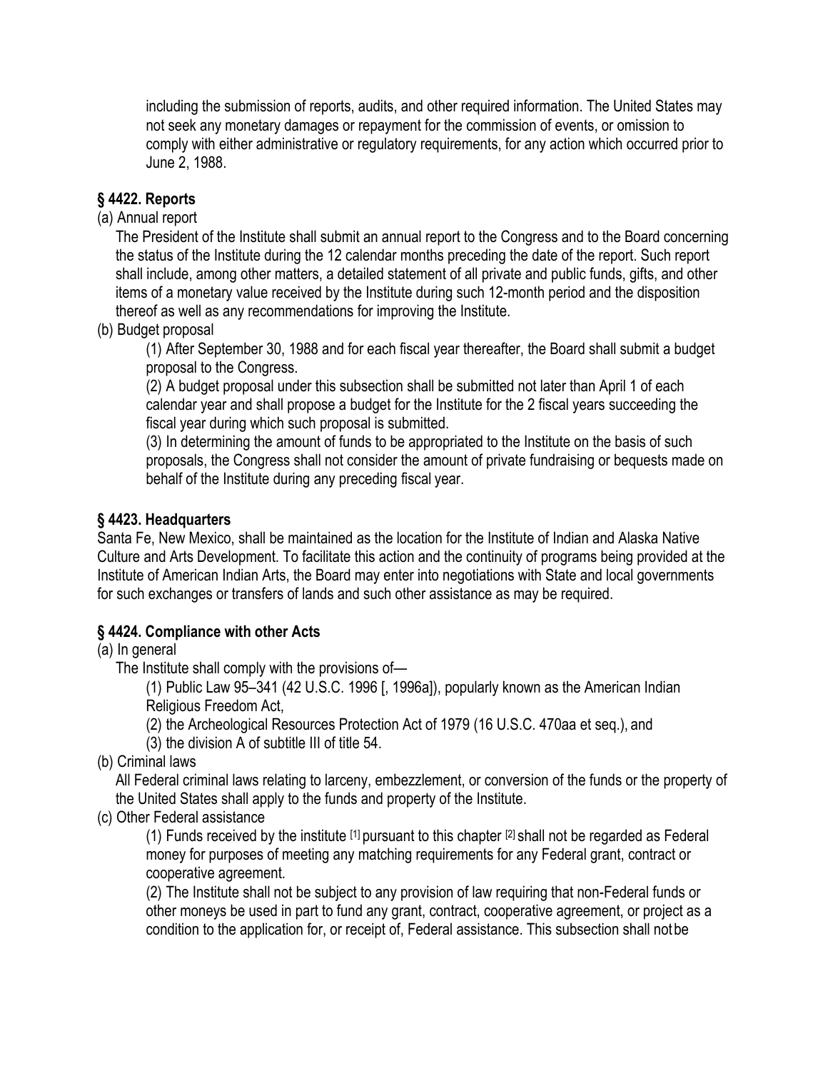including the submission of reports, audits, and other required information. The United States may not seek any monetary damages or repayment for the commission of events, or omission to comply with either administrative or regulatory requirements, for any action which occurred prior to June 2, 1988.

### § 4422. Reports

(a) Annual report

The President of the Institute shall submit an annual report to the Congress and to the Board concerning the status of the Institute during the 12 calendar months preceding the date of the report. Such report shall include, among other matters, a detailed statement of all private and public funds, gifts, and other items of a monetary value received by the Institute during such 12-month period and the disposition thereof as well as any recommendations for improving the Institute.

(b) Budget proposal

(1) After September 30, 1988 and for each fiscal year thereafter, the Board shall submit a budget proposal to the Congress.

(2) A budget proposal under this subsection shall be submitted not later than April 1 of each calendar year and shall propose a budget for the Institute for the 2 fiscal years succeeding the fiscal year during which such proposal is submitted.

(3) In determining the amount of funds to be appropriated to the Institute on the basis of such proposals, the Congress shall not consider the amount of private fundraising or bequests made on behalf of the Institute during any preceding fiscal year.

### § 4423. Headquarters

Santa Fe, New Mexico, shall be maintained as the location for the Institute of Indian and Alaska Native Culture and Arts Development. To facilitate this action and the continuity of programs being provided at the Institute of American Indian Arts, the Board may enter into negotiations with State and local governments for such exchanges or transfers of lands and such other assistance as may be required.

### § 4424. Compliance with other Acts

(a) In general

The Institute shall comply with the provisions of—

(1) Public Law 95–341 (42 U.S.C. 1996 [, 1996a]), popularly known as the American Indian Religious Freedom Act,

(2) the Archeological Resources Protection Act of 1979 (16 U.S.C. 470aa et seq.), and

(3) the division A of subtitle III of title 54.

(b) Criminal laws

All Federal criminal laws relating to larceny, embezzlement, or conversion of the funds or the property of the United States shall apply to the funds and property of the Institute.

(c) Other Federal assistance

(1) Funds received by the institute [1] pursuant to this chapter [2] shall not be regarded as Federal money for purposes of meeting any matching requirements for any Federal grant, contract or cooperative agreement.

(2) The Institute shall not be subject to any provision of law requiring that non-Federal funds or other moneys be used in part to fund any grant, contract, cooperative agreement, or project as a condition to the application for, or receipt of, Federal assistance. This subsection shall not be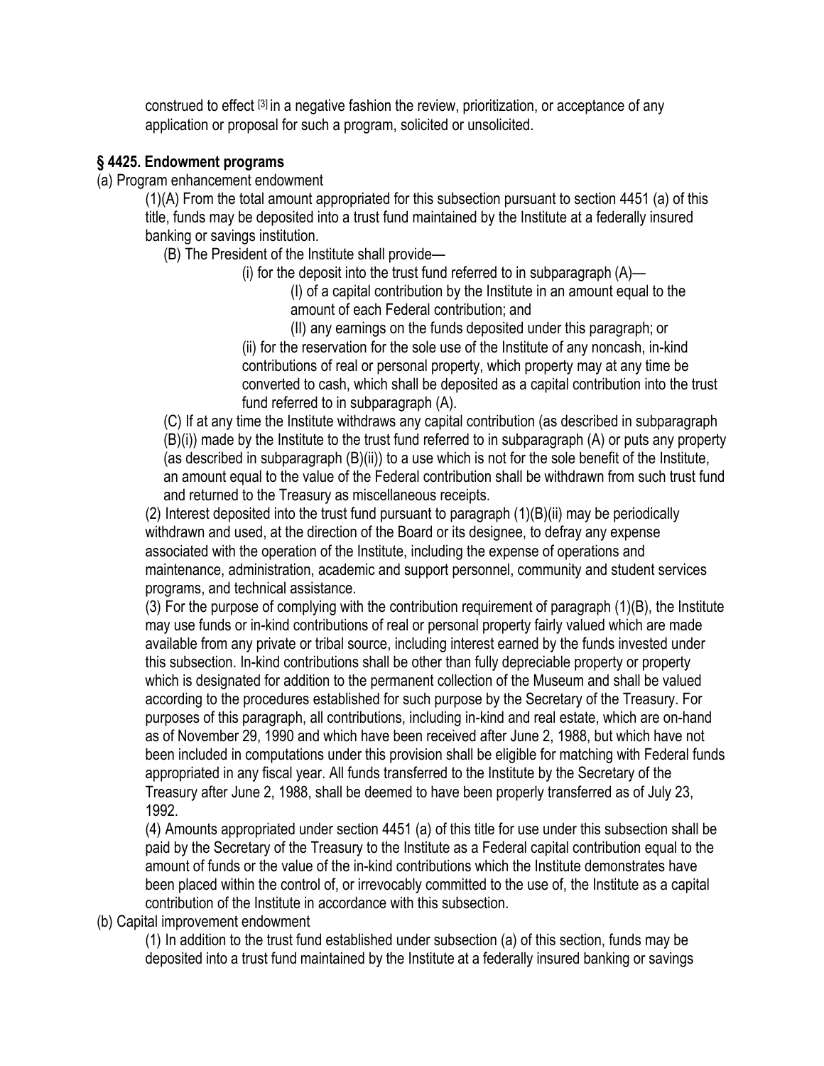construed to effect [3] in a negative fashion the review, prioritization, or acceptance of any application or proposal for such a program, solicited or unsolicited.

**§ 4425. Endowment programs**

(a) Program enhancement endowment

(1)(A) From the total amount appropriated for this subsection pursuant to section 4451 (a) of this title, funds may be deposited into a trust fund maintained by the Institute at a federally insured banking or savings institution.

(B) The President of the Institute shall provide—

(i) for the deposit into the trust fund referred to in subparagraph (A)—

(I) of a capital contribution by the Institute in an amount equal to the amount of each Federal contribution; and

(II) any earnings on the funds deposited under this paragraph; or

(ii) for the reservation for the sole use of the Institute of any noncash, in-kind contributions of real or personal property, which property may at any time be converted to cash, which shall be deposited as a capital contribution into the trust fund referred to in subparagraph (A).

(C) If at any time the Institute withdraws any capital contribution (as described in subparagraph (B)(i)) made by the Institute to the trust fund referred to in subparagraph (A) or puts any property (as described in subparagraph (B)(ii)) to a use which is not for the sole benefit of the Institute, an amount equal to the value of the Federal contribution shall be withdrawn from such trust fund and returned to the Treasury as miscellaneous receipts.

(2) Interest deposited into the trust fund pursuant to paragraph (1)(B)(ii) may be periodically withdrawn and used, at the direction of the Board or its designee, to defray any expense associated with the operation of the Institute, including the expense of operations and maintenance, administration, academic and support personnel, community and student services programs, and technical assistance.

(3) For the purpose of complying with the contribution requirement of paragraph (1)(B), the Institute may use funds or in-kind contributions of real or personal property fairly valued which are made available from any private or tribal source, including interest earned by the funds invested under this subsection. In-kind contributions shall be other than fully depreciable property or property which is designated for addition to the permanent collection of the Museum and shall be valued according to the procedures established for such purpose by the Secretary of the Treasury. For purposes of this paragraph, all contributions, including in-kind and real estate, which are on-hand as of November 29, 1990 and which have been received after June 2, 1988, but which have not been included in computations under this provision shall be eligible for matching with Federal funds appropriated in any fiscal year. All funds transferred to the Institute by the Secretary of the Treasury after June 2, 1988, shall be deemed to have been properly transferred as of July 23, 1992.

(4) Amounts appropriated under section 4451 (a) of this title for use under this subsection shall be paid by the Secretary of the Treasury to the Institute as a Federal capital contribution equal to the amount of funds or the value of the in-kind contributions which the Institute demonstrates have been placed within the control of, or irrevocably committed to the use of, the Institute as a capital contribution of the Institute in accordance with this subsection.

(b) Capital improvement endowment

(1) In addition to the trust fund established under subsection (a) of this section, funds may be deposited into a trust fund maintained by the Institute at a federally insured banking or savings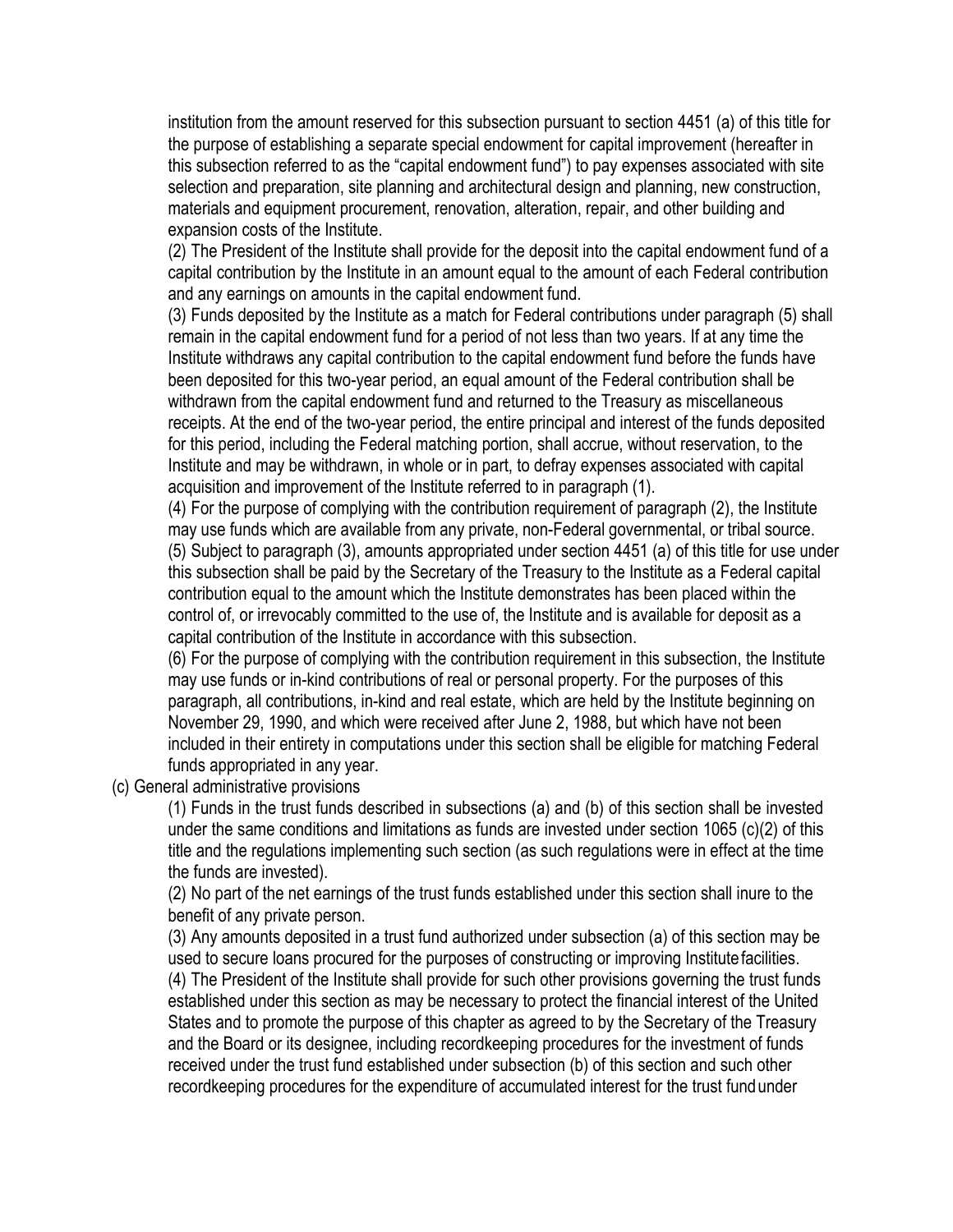institution from the amount reserved for this subsection pursuant to section 4451 (a) of this title for the purpose of establishing a separate special endowment for capital improvement (hereafter in this subsection referred to as the “capital endowment fund”) to pay expenses associated with site selection and preparation, site planning and architectural design and planning, new construction, materials and equipment procurement, renovation, alteration, repair, and other building and expansion costs of the Institute.

(2) The President of the Institute shall provide for the deposit into the capital endowment fund of a capital contribution by the Institute in an amount equal to the amount of each Federal contribution and any earnings on amounts in the capital endowment fund.

(3) Funds deposited by the Institute as a match for Federal contributions under paragraph (5) shall remain in the capital endowment fund for a period of not less than two years. If at any time the Institute withdraws any capital contribution to the capital endowment fund before the funds have been deposited for this two-year period, an equal amount of the Federal contribution shall be withdrawn from the capital endowment fund and returned to the Treasury as miscellaneous receipts. At the end of the two-year period, the entire principal and interest of the funds deposited for this period, including the Federal matching portion, shall accrue, without reservation, to the Institute and may be withdrawn, in whole or in part, to defray expenses associated with capital acquisition and improvement of the Institute referred to in paragraph (1).

(4) For the purpose of complying with the contribution requirement of paragraph (2), the Institute may use funds which are available from any private, non-Federal governmental, or tribal source.

(5) Subject to paragraph (3), amounts appropriated under section 4451 (a) of this title for use under this subsection shall be paid by the Secretary of the Treasury to the Institute as a Federal capital contribution equal to the amount which the Institute demonstrates has been placed within the control of, or irrevocably committed to the use of, the Institute and is available for deposit as a capital contribution of the Institute in accordance with this subsection.

(6) For the purpose of complying with the contribution requirement in this subsection, the Institute may use funds or in-kind contributions of real or personal property. For the purposes of this paragraph, all contributions, in-kind and real estate, which are held by the Institute beginning on November 29, 1990, and which were received after June 2, 1988, but which have not been included in their entirety in computations under this section shall be eligible for matching Federal funds appropriated in any year.

(c) General administrative provisions

(1) Funds in the trust funds described in subsections (a) and (b) of this section shall be invested under the same conditions and limitations as funds are invested under section 1065 (c)(2) of this title and the regulations implementing such section (as such regulations were in effect at the time the funds are invested).

(2) No part of the net earnings of the trust funds established under this section shall inure to the benefit of any private person.

(3) Any amounts deposited in a trust fund authorized under subsection (a) of this section may be used to secure loans procured for the purposes of constructing or improving Institute facilities.

(4) The President of the Institute shall provide for such other provisions governing the trust funds established under this section as may be necessary to protect the financial interest of the United States and to promote the purpose of this chapter as agreed to by the Secretary of the Treasury and the Board or its designee, including recordkeeping procedures for the investment of funds received under the trust fund established under subsection (b) of this section and such other recordkeeping procedures for the expenditure of accumulated interest for the trust fund under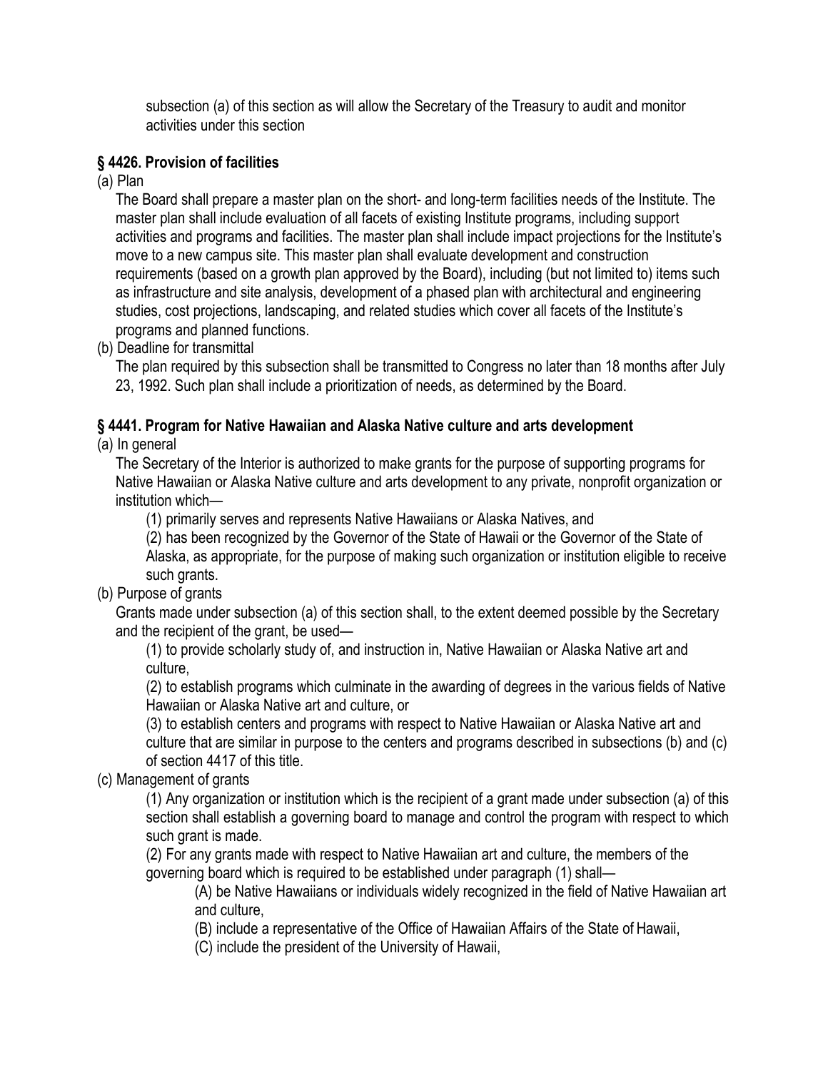subsection (a) of this section as will allow the Secretary of the Treasury to audit and monitor activities under this section

**§ 4426. Provision of facilities**

(a) Plan

The Board shall prepare a master plan on the short- and long-term facilities needs of the Institute. The master plan shall include evaluation of all facets of existing Institute programs, including support activities and programs and facilities. The master plan shall include impact projections for the Institute's move to a new campus site. This master plan shall evaluate development and construction requirements (based on a growth plan approved by the Board), including (but not limited to) items such as infrastructure and site analysis, development of a phased plan with architectural and engineering studies, cost projections, landscaping, and related studies which cover all facets of the Institute's programs and planned functions.

(b) Deadline for transmittal

The plan required by this subsection shall be transmitted to Congress no later than 18 months after July 23, 1992. Such plan shall include a prioritization of needs, as determined by the Board.

**§ 4441. Program for Native Hawaiian and Alaska Native culture and arts development**

(a) In general

The Secretary of the Interior is authorized to make grants for the purpose of supporting programs for Native Hawaiian or Alaska Native culture and arts development to any private, nonprofit organization or institution which—

(1) primarily serves and represents Native Hawaiians or Alaska Natives, and

(2) has been recognized by the Governor of the State of Hawaii or the Governor of the State of Alaska, as appropriate, for the purpose of making such organization or institution eligible to receive such grants.

(b) Purpose of grants

Grants made under subsection (a) of this section shall, to the extent deemed possible by the Secretary and the recipient of the grant, be used—

(1) to provide scholarly study of, and instruction in, Native Hawaiian or Alaska Native art and culture,

(2) to establish programs which culminate in the awarding of degrees in the various fields of Native Hawaiian or Alaska Native art and culture, or

(3) to establish centers and programs with respect to Native Hawaiian or Alaska Native art and culture that are similar in purpose to the centers and programs described in subsections (b) and (c) of section 4417 of this title.

(c) Management of grants

(1) Any organization or institution which is the recipient of a grant made under subsection (a) of this section shall establish a governing board to manage and control the program with respect to which such grant is made.

(2) For any grants made with respect to Native Hawaiian art and culture, the members of the governing board which is required to be established under paragraph (1) shall—

(A) be Native Hawaiians or individuals widely recognized in the field of Native Hawaiian art and culture,

(B) include a representative of the Office of Hawaiian Affairs of the State of Hawaii,

(C) include the president of the University of Hawaii,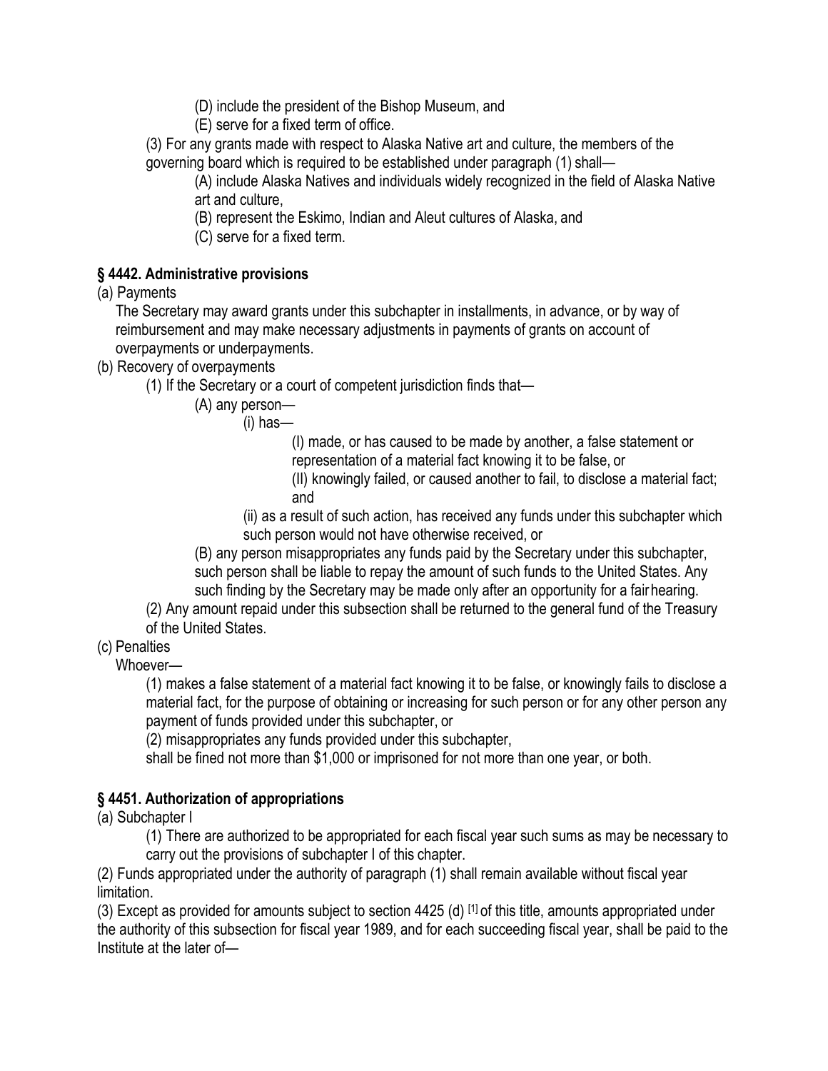(D) include the president of the Bishop Museum, and

(E) serve for a fixed term of office.

(3) For any grants made with respect to Alaska Native art and culture, the members of the governing board which is required to be established under paragraph (1) shall—

(A) include Alaska Natives and individuals widely recognized in the field of Alaska Native art and culture,

(B) represent the Eskimo, Indian and Aleut cultures of Alaska, and

(C) serve for a fixed term.

**§ 4442. Administrative provisions**

(a) Payments

The Secretary may award grants under this subchapter in installments, in advance, or by way of reimbursement and may make necessary adjustments in payments of grants on account of overpayments or underpayments.

(b) Recovery of overpayments

(1) If the Secretary or a court of competent jurisdiction finds that—

(A) any person—

(i) has—

(I) made, or has caused to be made by another, a false statement or representation of a material fact knowing it to be false, or

(II) knowingly failed, or caused another to fail, to disclose a material fact; and

(ii) as a result of such action, has received any funds under this subchapter which such person would not have otherwise received, or

(B) any person misappropriates any funds paid by the Secretary under this subchapter, such person shall be liable to repay the amount of such funds to the United States. Any such finding by the Secretary may be made only after an opportunity for a fair hearing.

(2) Any amount repaid under this subsection shall be returned to the general fund of the Treasury of the United States.

(c) Penalties

Whoever—

(1) makes a false statement of a material fact knowing it to be false, or knowingly fails to disclose a material fact, for the purpose of obtaining or increasing for such person or for any other person any payment of funds provided under this subchapter, or

(2) misappropriates any funds provided under this subchapter,

shall be fined not more than $1,000 or imprisoned for not more than one year, or both.

**§ 4451. Authorization of appropriations**

(a) Subchapter I

(1) There are authorized to be appropriated for each fiscal year such sums as may be necessary to carry out the provisions of subchapter I of this chapter.

(2) Funds appropriated under the authority of paragraph (1) shall remain available without fiscal year limitation.

(3) Except as provided for amounts subject to section 4425 (d) [1] of this title, amounts appropriated under the authority of this subsection for fiscal year 1989, and for each succeeding fiscal year, shall be paid to the Institute at the later of—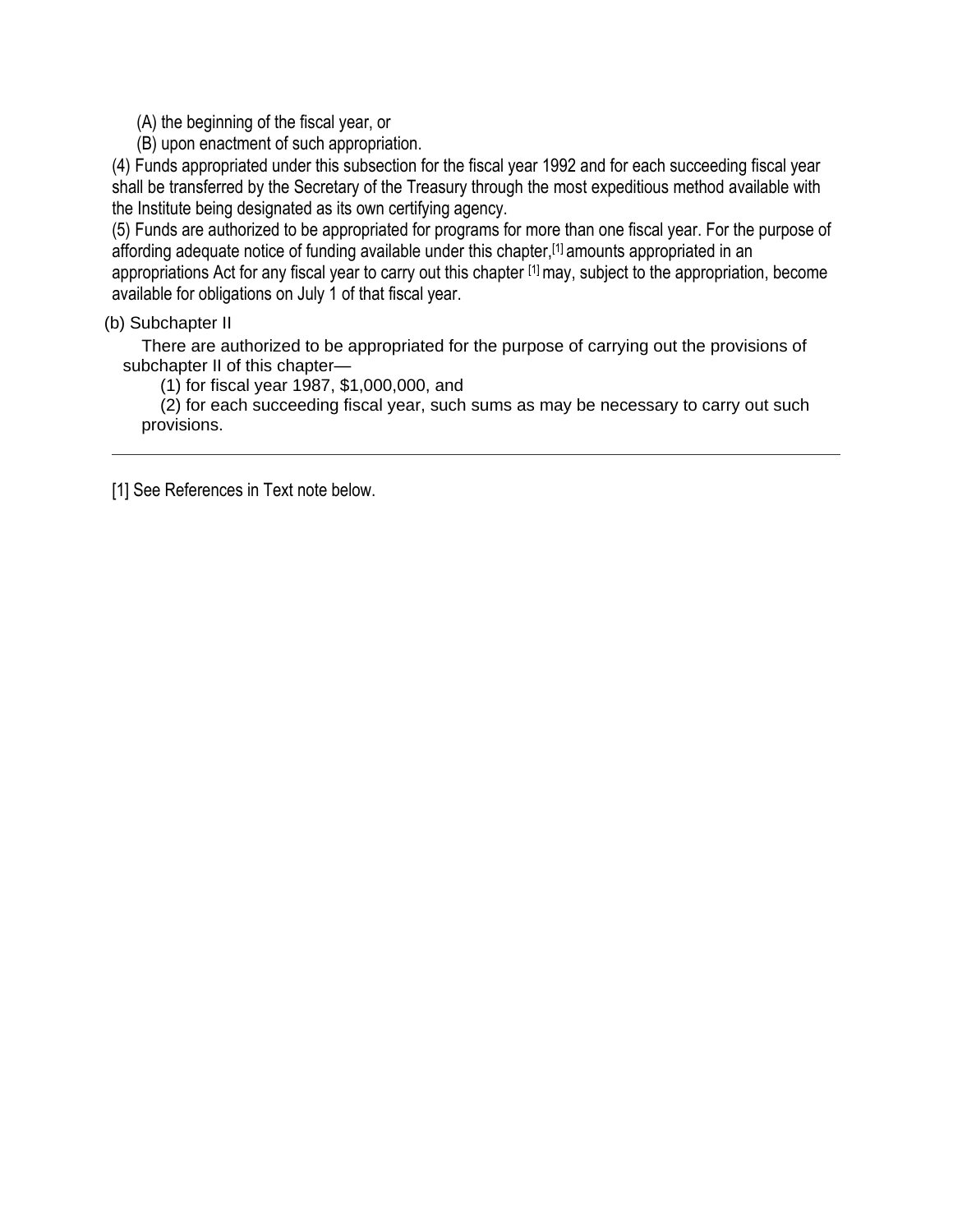(A) the beginning of the fiscal year, or

(B) upon enactment of such appropriation.

(4) Funds appropriated under this subsection for the fiscal year 1992 and for each succeeding fiscal year shall be transferred by the Secretary of the Treasury through the most expeditious method available with the Institute being designated as its own certifying agency.

(5) Funds are authorized to be appropriated for programs for more than one fiscal year. For the purpose of affording adequate notice of funding available under this chapter,[1] amounts appropriated in an appropriations Act for any fiscal year to carry out this chapter [1] may, subject to the appropriation, become available for obligations on July 1 of that fiscal year.

(b) Subchapter II

There are authorized to be appropriated for the purpose of carrying out the provisions of subchapter II of this chapter—

(1) for fiscal year 1987, $1,000,000, and

(2) for each succeeding fiscal year, such sums as may be necessary to carry out such provisions.

---

[1] See References in Text note below.